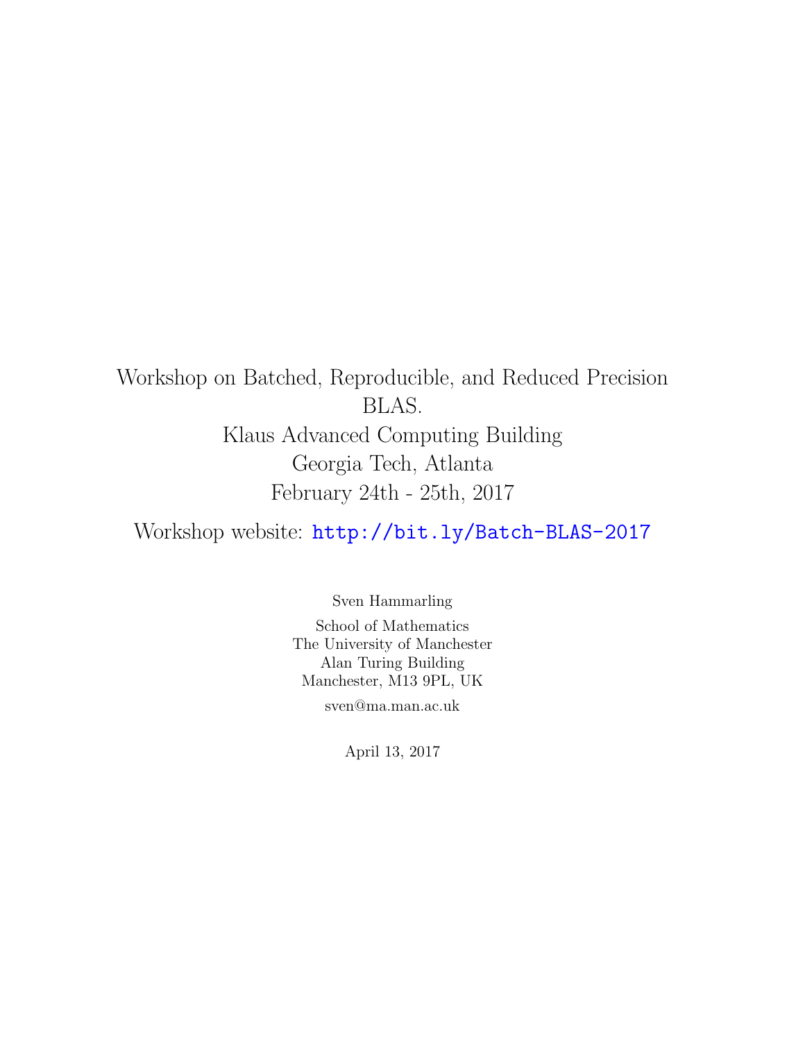# Workshop on Batched, Reproducible, and Reduced Precision BLAS.

Klaus Advanced Computing Building
Georgia Tech, Atlanta
February 24th - 25th, 2017

Workshop website: http://bit.ly/Batch-BLAS-2017

Sven Hammarling

School of Mathematics
The University of Manchester
Alan Turing Building
Manchester, M13 9PL, UK

sven@ma.man.ac.uk

April 13, 2017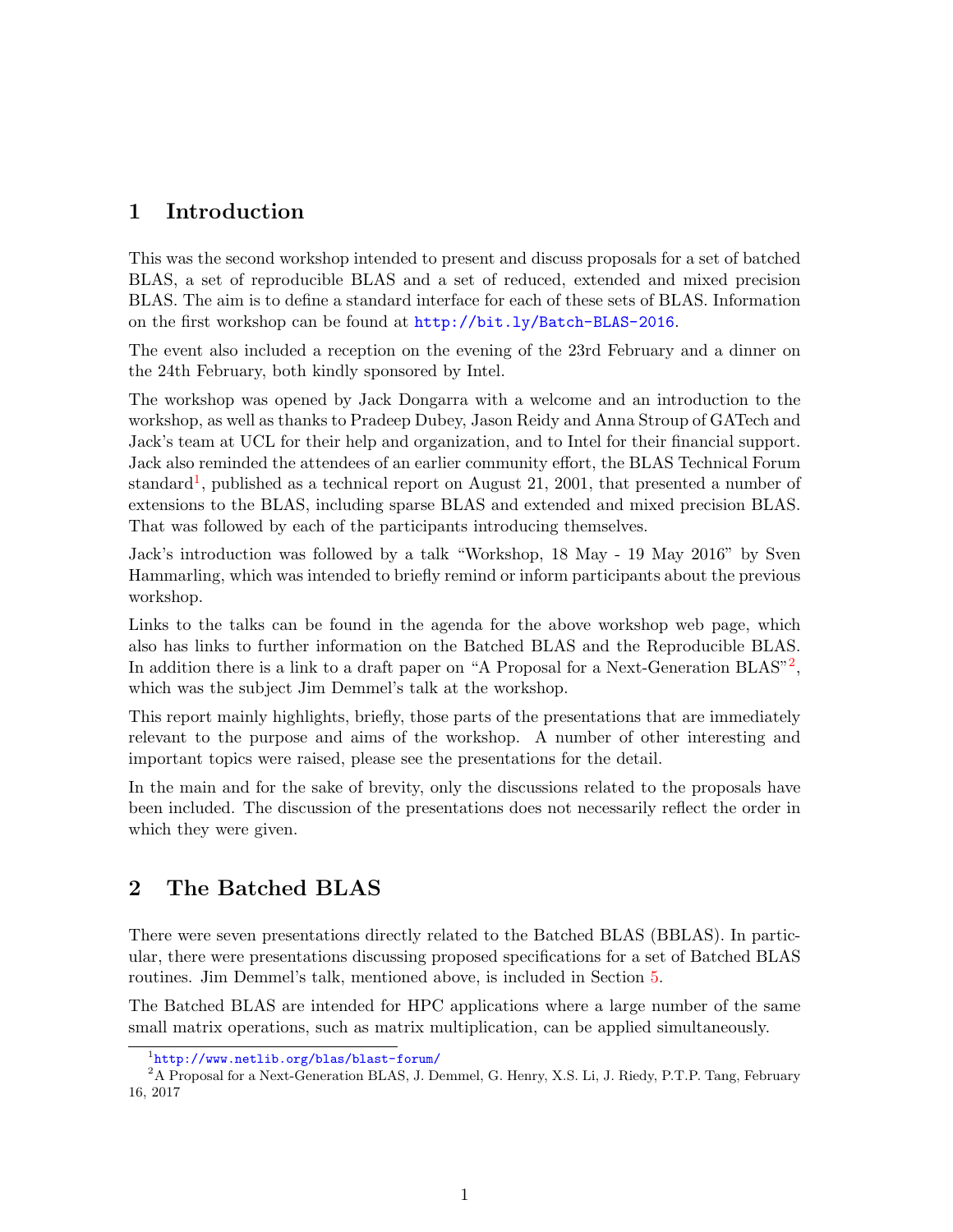## 1 Introduction

This was the second workshop intended to present and discuss proposals for a set of batched BLAS, a set of reproducible BLAS and a set of reduced, extended and mixed precision BLAS. The aim is to define a standard interface for each of these sets of BLAS. Information on the first workshop can be found at http://bit.ly/Batch-BLAS-2016.

The event also included a reception on the evening of the 23rd February and a dinner on the 24th February, both kindly sponsored by Intel.

The workshop was opened by Jack Dongarra with a welcome and an introduction to the workshop, as well as thanks to Pradeep Dubey, Jason Reidy and Anna Stroup of GATech and Jack's team at UCL for their help and organization, and to Intel for their financial support. Jack also reminded the attendees of an earlier community effort, the BLAS Technical Forum standard[1], published as a technical report on August 21, 2001, that presented a number of extensions to the BLAS, including sparse BLAS and extended and mixed precision BLAS. That was followed by each of the participants introducing themselves.

Jack's introduction was followed by a talk "Workshop, 18 May - 19 May 2016" by Sven Hammarling, which was intended to briefly remind or inform participants about the previous workshop.

Links to the talks can be found in the agenda for the above workshop web page, which also has links to further information on the Batched BLAS and the Reproducible BLAS. In addition there is a link to a draft paper on "A Proposal for a Next-Generation BLAS"[2], which was the subject Jim Demmel's talk at the workshop.

This report mainly highlights, briefly, those parts of the presentations that are immediately relevant to the purpose and aims of the workshop. A number of other interesting and important topics were raised, please see the presentations for the detail.

In the main and for the sake of brevity, only the discussions related to the proposals have been included. The discussion of the presentations does not necessarily reflect the order in which they were given.

## 2 The Batched BLAS

There were seven presentations directly related to the Batched BLAS (BBLAS). In particular, there were presentations discussing proposed specifications for a set of Batched BLAS routines. Jim Demmel's talk, mentioned above, is included in Section 5.

The Batched BLAS are intended for HPC applications where a large number of the same small matrix operations, such as matrix multiplication, can be applied simultaneously.

---

[1] http://www.netlib.org/blas/blast-forum/

[2] A Proposal for a Next-Generation BLAS, J. Demmel, G. Henry, X.S. Li, J. Riedy, P.T.P. Tang, February 16, 2017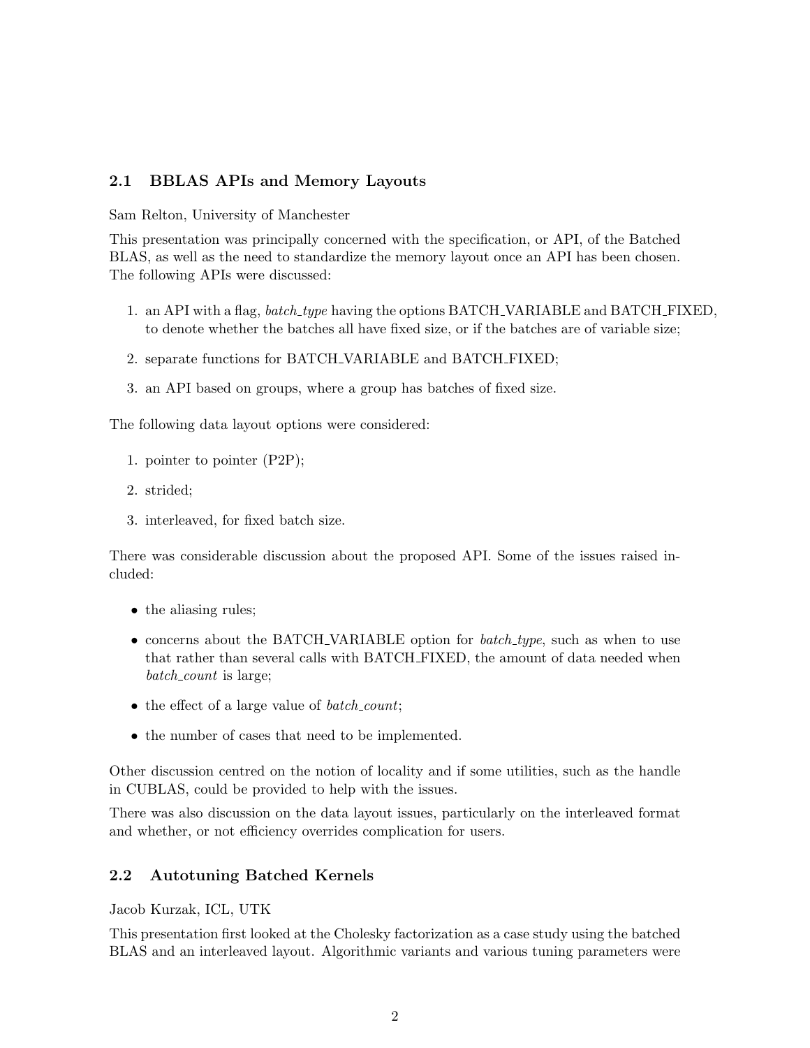## 2.1 BBLAS APIs and Memory Layouts

Sam Relton, University of Manchester

This presentation was principally concerned with the specification, or API, of the Batched BLAS, as well as the need to standardize the memory layout once an API has been chosen. The following APIs were discussed:

1. an API with a flag, *batch_type* having the options BATCH_VARIABLE and BATCH_FIXED, to denote whether the batches all have fixed size, or if the batches are of variable size;
2. separate functions for BATCH_VARIABLE and BATCH_FIXED;
3. an API based on groups, where a group has batches of fixed size.

The following data layout options were considered:

1. pointer to pointer (P2P);
2. strided;
3. interleaved, for fixed batch size.

There was considerable discussion about the proposed API. Some of the issues raised included:

- the aliasing rules;
- concerns about the BATCH_VARIABLE option for *batch_type*, such as when to use that rather than several calls with BATCH_FIXED, the amount of data needed when *batch_count* is large;
- the effect of a large value of *batch_count*;
- the number of cases that need to be implemented.

Other discussion centred on the notion of locality and if some utilities, such as the handle in CUBLAS, could be provided to help with the issues.

There was also discussion on the data layout issues, particularly on the interleaved format and whether, or not efficiency overrides complication for users.

## 2.2 Autotuning Batched Kernels

Jacob Kurzak, ICL, UTK

This presentation first looked at the Cholesky factorization as a case study using the batched BLAS and an interleaved layout. Algorithmic variants and various tuning parameters were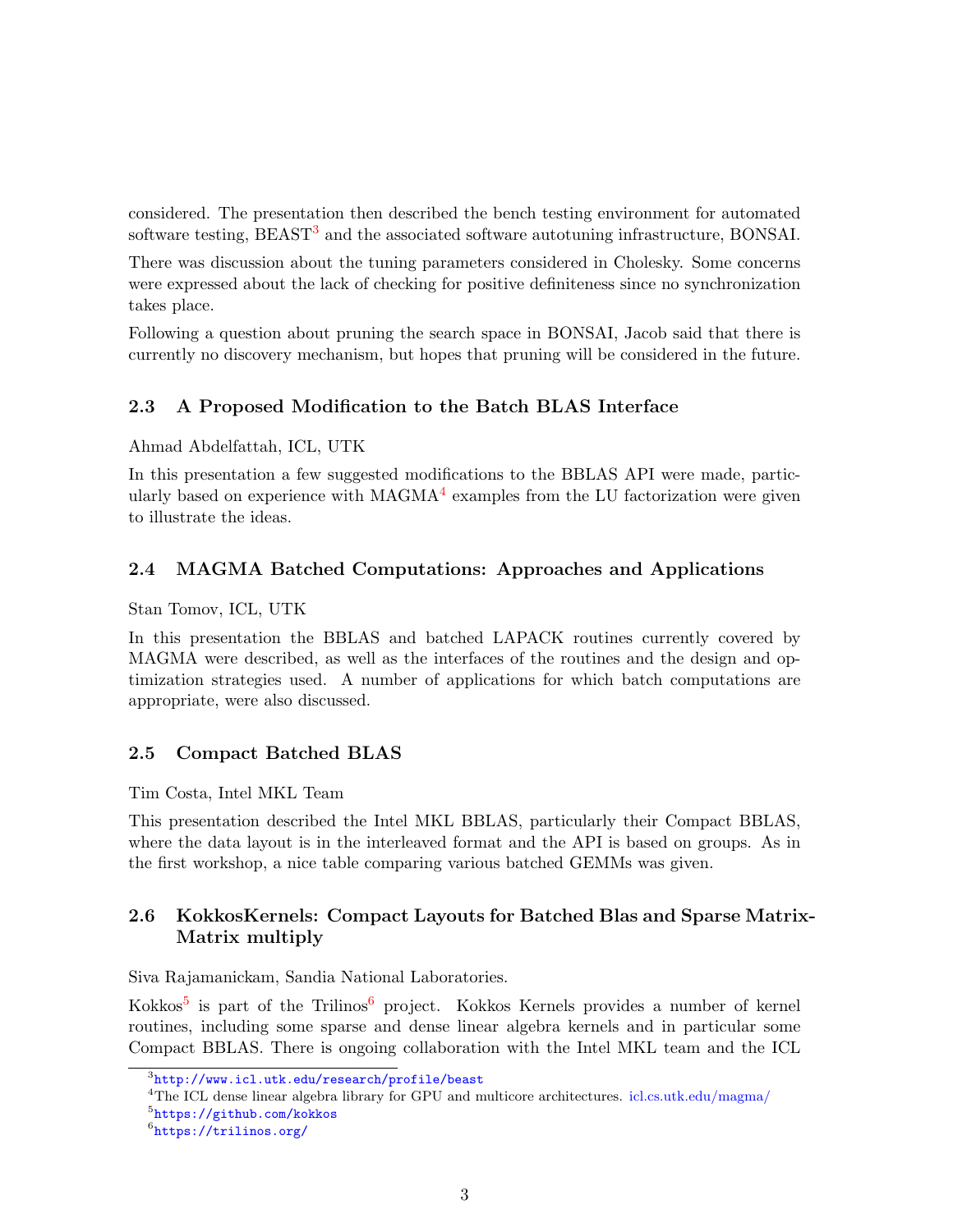considered. The presentation then described the bench testing environment for automated software testing, BEAST[3] and the associated software autotuning infrastructure, BONSAI.

There was discussion about the tuning parameters considered in Cholesky. Some concerns were expressed about the lack of checking for positive definiteness since no synchronization takes place.

Following a question about pruning the search space in BONSAI, Jacob said that there is currently no discovery mechanism, but hopes that pruning will be considered in the future.

### 2.3 A Proposed Modification to the Batch BLAS Interface

Ahmad Abdelfattah, ICL, UTK

In this presentation a few suggested modifications to the BBLAS API were made, particularly based on experience with MAGMA[4] examples from the LU factorization were given to illustrate the ideas.

### 2.4 MAGMA Batched Computations: Approaches and Applications

Stan Tomov, ICL, UTK

In this presentation the BBLAS and batched LAPACK routines currently covered by MAGMA were described, as well as the interfaces of the routines and the design and optimization strategies used. A number of applications for which batch computations are appropriate, were also discussed.

### 2.5 Compact Batched BLAS

Tim Costa, Intel MKL Team

This presentation described the Intel MKL BBLAS, particularly their Compact BBLAS, where the data layout is in the interleaved format and the API is based on groups. As in the first workshop, a nice table comparing various batched GEMMs was given.

### 2.6 KokkosKernels: Compact Layouts for Batched Blas and Sparse Matrix-Matrix multiply

Siva Rajamanickam, Sandia National Laboratories.

Kokkos[5] is part of the Trilinos[6] project. Kokkos Kernels provides a number of kernel routines, including some sparse and dense linear algebra kernels and in particular some Compact BBLAS. There is ongoing collaboration with the Intel MKL team and the ICL

---

[3] http://www.icl.utk.edu/research/profile/beast

[4] The ICL dense linear algebra library for GPU and multicore architectures. icl.cs.utk.edu/magma/

[5] https://github.com/kokkos

[6] https://trilinos.org/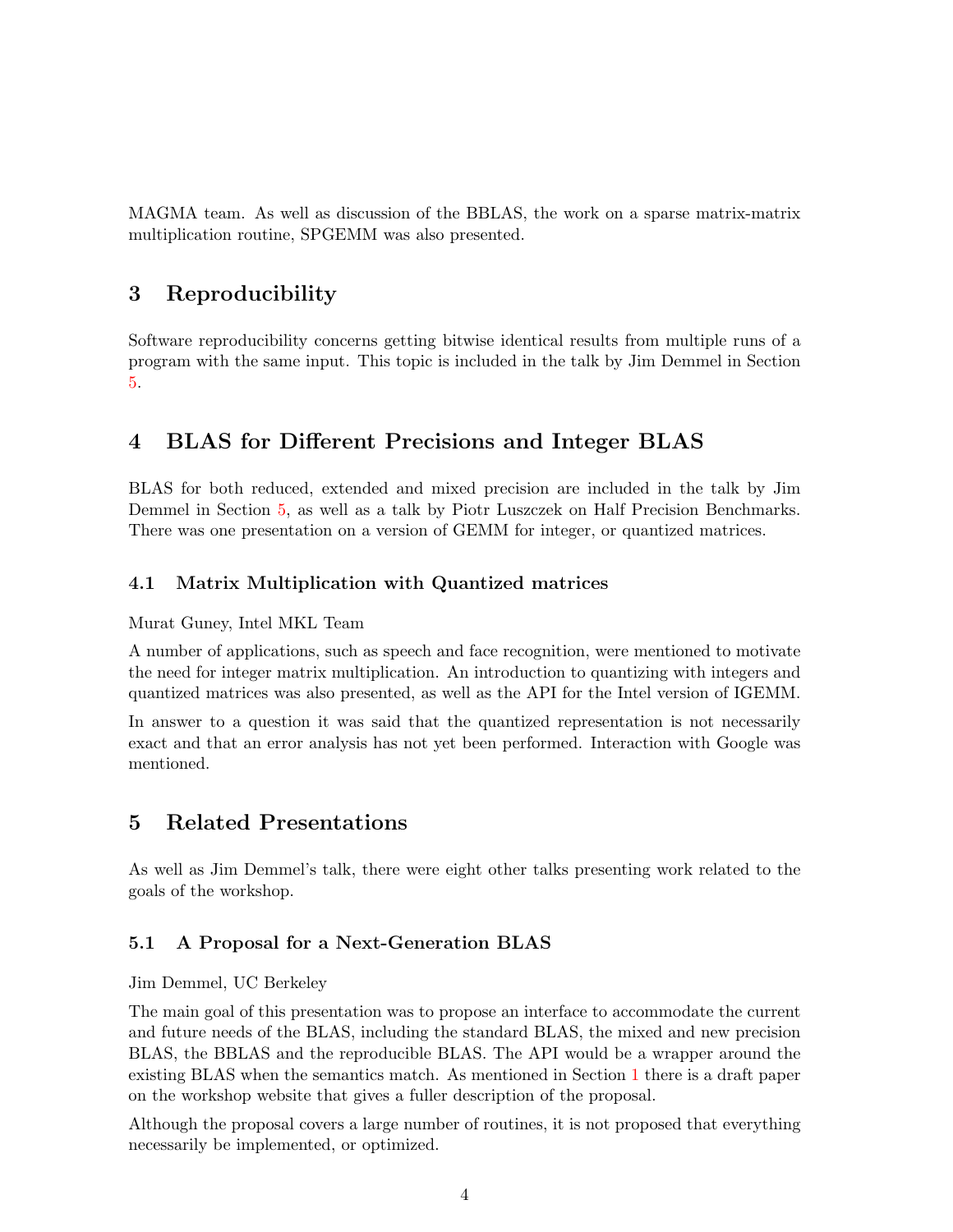MAGMA team. As well as discussion of the BBLAS, the work on a sparse matrix-matrix multiplication routine, SPGEMM was also presented.

## 3 Reproducibility

Software reproducibility concerns getting bitwise identical results from multiple runs of a program with the same input. This topic is included in the talk by Jim Demmel in Section 5.

## 4 BLAS for Different Precisions and Integer BLAS

BLAS for both reduced, extended and mixed precision are included in the talk by Jim Demmel in Section 5, as well as a talk by Piotr Luszczek on Half Precision Benchmarks. There was one presentation on a version of GEMM for integer, or quantized matrices.

### 4.1 Matrix Multiplication with Quantized matrices

Murat Guney, Intel MKL Team

A number of applications, such as speech and face recognition, were mentioned to motivate the need for integer matrix multiplication. An introduction to quantizing with integers and quantized matrices was also presented, as well as the API for the Intel version of IGEMM.

In answer to a question it was said that the quantized representation is not necessarily exact and that an error analysis has not yet been performed. Interaction with Google was mentioned.

## 5 Related Presentations

As well as Jim Demmel's talk, there were eight other talks presenting work related to the goals of the workshop.

### 5.1 A Proposal for a Next-Generation BLAS

Jim Demmel, UC Berkeley

The main goal of this presentation was to propose an interface to accommodate the current and future needs of the BLAS, including the standard BLAS, the mixed and new precision BLAS, the BBLAS and the reproducible BLAS. The API would be a wrapper around the existing BLAS when the semantics match. As mentioned in Section 1 there is a draft paper on the workshop website that gives a fuller description of the proposal.

Although the proposal covers a large number of routines, it is not proposed that everything necessarily be implemented, or optimized.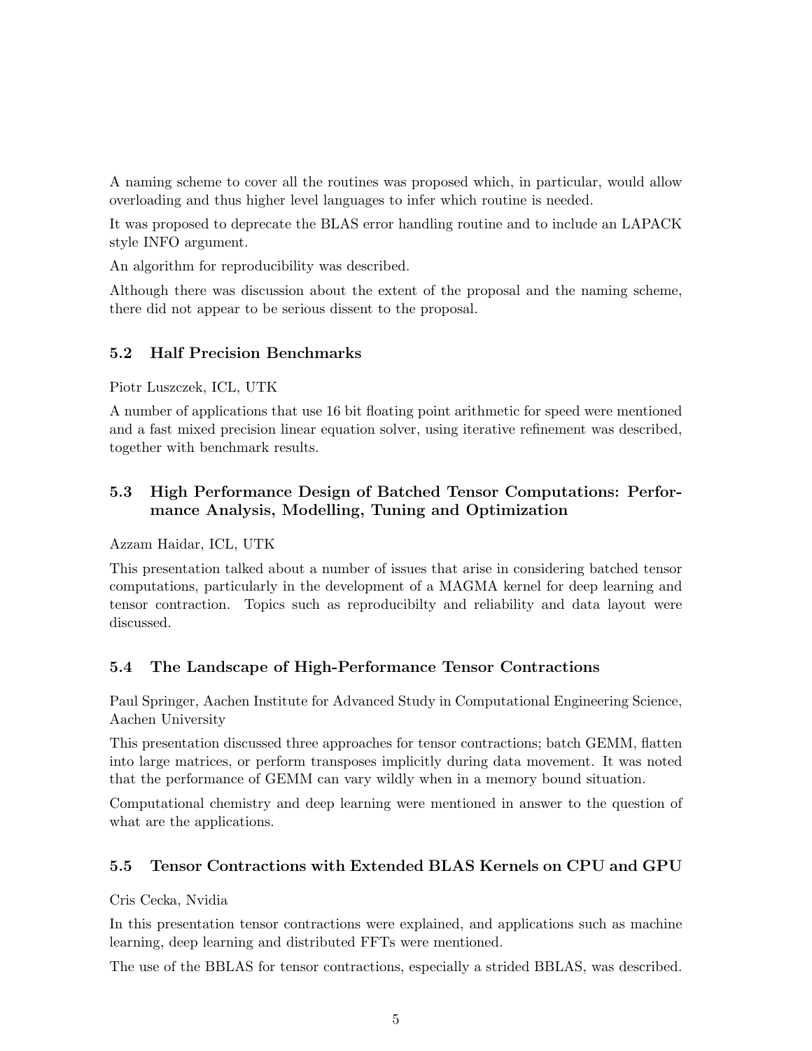A naming scheme to cover all the routines was proposed which, in particular, would allow overloading and thus higher level languages to infer which routine is needed.

It was proposed to deprecate the BLAS error handling routine and to include an LAPACK style INFO argument.

An algorithm for reproducibility was described.

Although there was discussion about the extent of the proposal and the naming scheme, there did not appear to be serious dissent to the proposal.

## 5.2 Half Precision Benchmarks

Piotr Luszczek, ICL, UTK

A number of applications that use 16 bit floating point arithmetic for speed were mentioned and a fast mixed precision linear equation solver, using iterative refinement was described, together with benchmark results.

## 5.3 High Performance Design of Batched Tensor Computations: Performance Analysis, Modelling, Tuning and Optimization

Azzam Haidar, ICL, UTK

This presentation talked about a number of issues that arise in considering batched tensor computations, particularly in the development of a MAGMA kernel for deep learning and tensor contraction. Topics such as reproducibilty and reliability and data layout were discussed.

## 5.4 The Landscape of High-Performance Tensor Contractions

Paul Springer, Aachen Institute for Advanced Study in Computational Engineering Science, Aachen University

This presentation discussed three approaches for tensor contractions; batch GEMM, flatten into large matrices, or perform transposes implicitly during data movement. It was noted that the performance of GEMM can vary wildly when in a memory bound situation.

Computational chemistry and deep learning were mentioned in answer to the question of what are the applications.

## 5.5 Tensor Contractions with Extended BLAS Kernels on CPU and GPU

Cris Cecka, Nvidia

In this presentation tensor contractions were explained, and applications such as machine learning, deep learning and distributed FFTs were mentioned.

The use of the BBLAS for tensor contractions, especially a strided BBLAS, was described.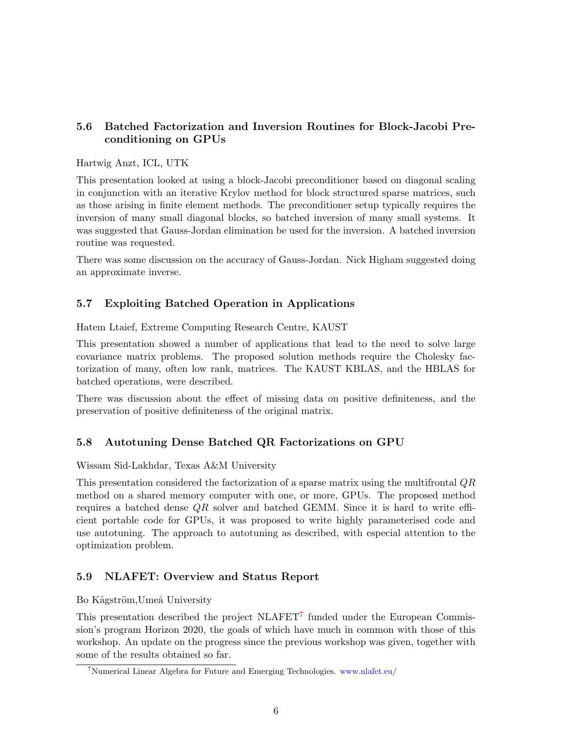### 5.6 Batched Factorization and Inversion Routines for Block-Jacobi Preconditioning on GPUs

Hartwig Anzt, ICL, UTK

This presentation looked at using a block-Jacobi preconditioner based on diagonal scaling in conjunction with an iterative Krylov method for block structured sparse matrices, such as those arising in finite element methods. The preconditioner setup typically requires the inversion of many small diagonal blocks, so batched inversion of many small systems. It was suggested that Gauss-Jordan elimination be used for the inversion. A batched inversion routine was requested.

There was some discussion on the accuracy of Gauss-Jordan. Nick Higham suggested doing an approximate inverse.

### 5.7 Exploiting Batched Operation in Applications

Hatem Ltaief, Extreme Computing Research Centre, KAUST

This presentation showed a number of applications that lead to the need to solve large covariance matrix problems. The proposed solution methods require the Cholesky factorization of many, often low rank, matrices. The KAUST KBLAS, and the HBLAS for batched operations, were described.

There was discussion about the effect of missing data on positive definiteness, and the preservation of positive definiteness of the original matrix.

### 5.8 Autotuning Dense Batched QR Factorizations on GPU

Wissam Sid-Lakhdar, Texas A&M University

This presentation considered the factorization of a sparse matrix using the multifrontal $QR$ method on a shared memory computer with one, or more, GPUs. The proposed method requires a batched dense $QR$ solver and batched GEMM. Since it is hard to write efficient portable code for GPUs, it was proposed to write highly parameterised code and use autotuning. The approach to autotuning as described, with especial attention to the optimization problem.

### 5.9 NLAFET: Overview and Status Report

Bo Kågström,Umeå University

This presentation described the project NLAFET[7] funded under the European Commission's program Horizon 2020, the goals of which have much in common with those of this workshop. An update on the progress since the previous workshop was given, together with some of the results obtained so far.

[7] Numerical Linear Algebra for Future and Emerging Technologies. www.nlafet.eu/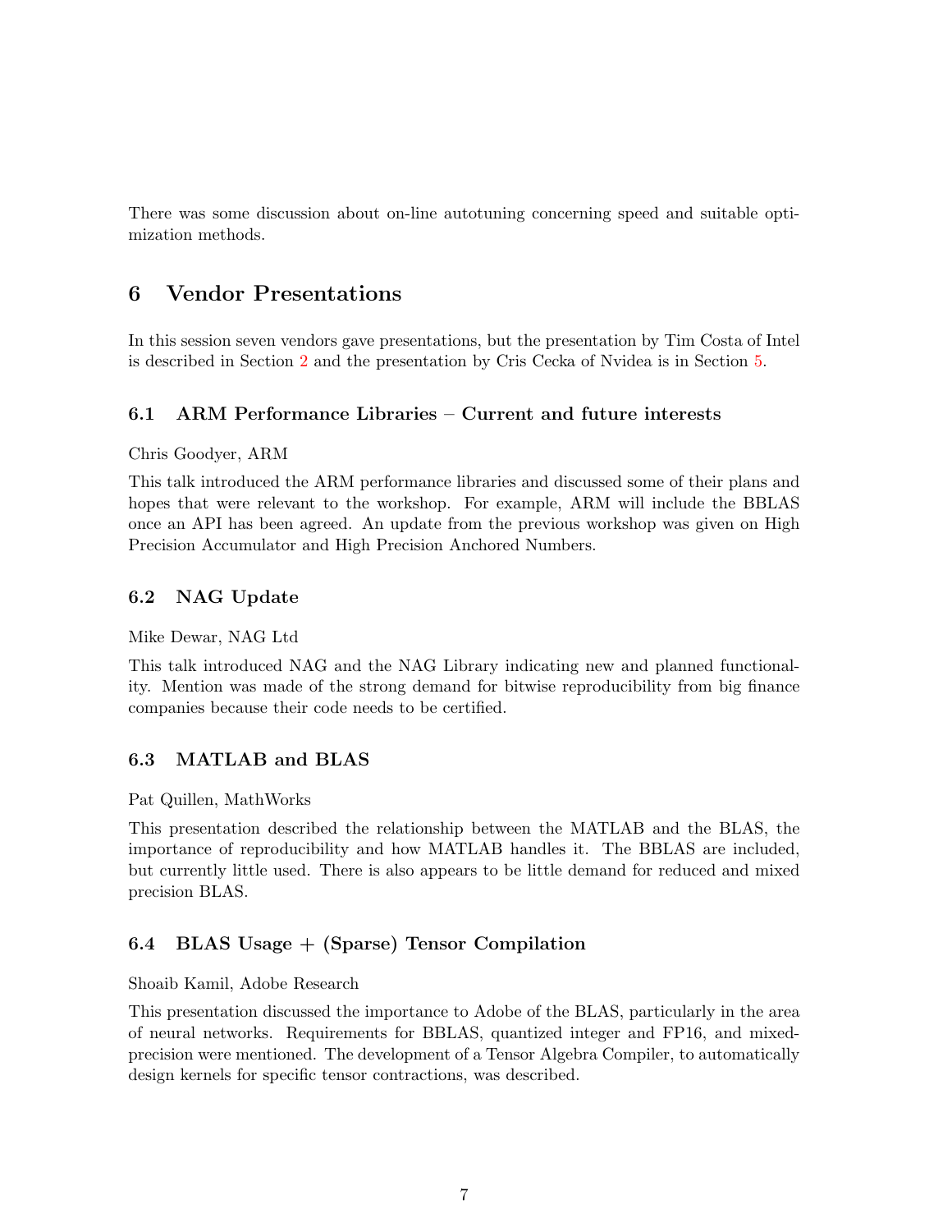There was some discussion about on-line autotuning concerning speed and suitable optimization methods.

## 6 Vendor Presentations

In this session seven vendors gave presentations, but the presentation by Tim Costa of Intel is described in Section 2 and the presentation by Cris Cecka of Nvidea is in Section 5.

### 6.1 ARM Performance Libraries – Current and future interests

Chris Goodyer, ARM

This talk introduced the ARM performance libraries and discussed some of their plans and hopes that were relevant to the workshop. For example, ARM will include the BBLAS once an API has been agreed. An update from the previous workshop was given on High Precision Accumulator and High Precision Anchored Numbers.

### 6.2 NAG Update

Mike Dewar, NAG Ltd

This talk introduced NAG and the NAG Library indicating new and planned functionality. Mention was made of the strong demand for bitwise reproducibility from big finance companies because their code needs to be certified.

### 6.3 MATLAB and BLAS

Pat Quillen, MathWorks

This presentation described the relationship between the MATLAB and the BLAS, the importance of reproducibility and how MATLAB handles it. The BBLAS are included, but currently little used. There is also appears to be little demand for reduced and mixed precision BLAS.

### 6.4 BLAS Usage + (Sparse) Tensor Compilation

Shoaib Kamil, Adobe Research

This presentation discussed the importance to Adobe of the BLAS, particularly in the area of neural networks. Requirements for BBLAS, quantized integer and FP16, and mixed-precision were mentioned. The development of a Tensor Algebra Compiler, to automatically design kernels for specific tensor contractions, was described.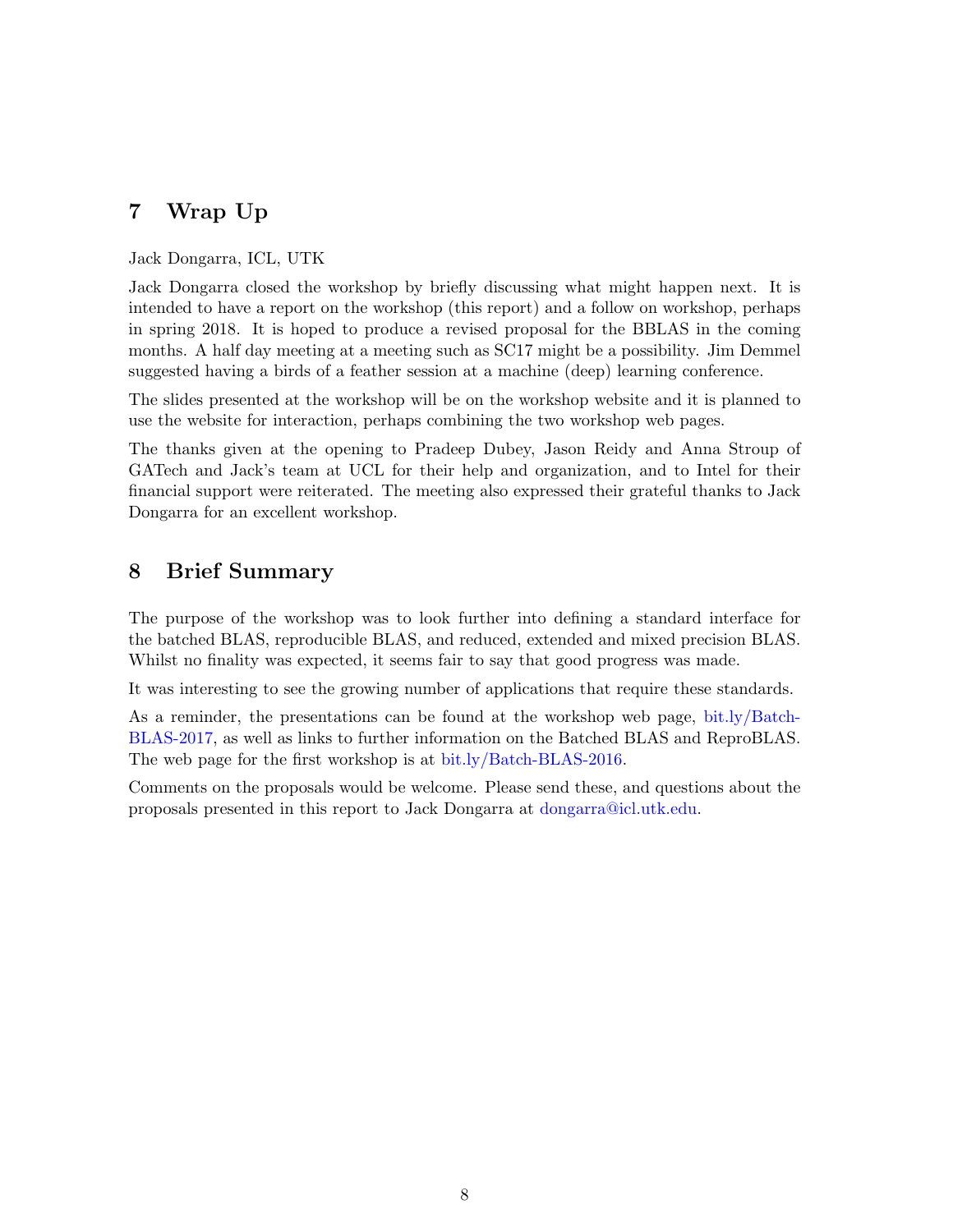## 7 Wrap Up

Jack Dongarra, ICL, UTK

Jack Dongarra closed the workshop by briefly discussing what might happen next. It is intended to have a report on the workshop (this report) and a follow on workshop, perhaps in spring 2018. It is hoped to produce a revised proposal for the BBLAS in the coming months. A half day meeting at a meeting such as SC17 might be a possibility. Jim Demmel suggested having a birds of a feather session at a machine (deep) learning conference.

The slides presented at the workshop will be on the workshop website and it is planned to use the website for interaction, perhaps combining the two workshop web pages.

The thanks given at the opening to Pradeep Dubey, Jason Reidy and Anna Stroup of GATech and Jack's team at UCL for their help and organization, and to Intel for their financial support were reiterated. The meeting also expressed their grateful thanks to Jack Dongarra for an excellent workshop.

## 8 Brief Summary

The purpose of the workshop was to look further into defining a standard interface for the batched BLAS, reproducible BLAS, and reduced, extended and mixed precision BLAS. Whilst no finality was expected, it seems fair to say that good progress was made.

It was interesting to see the growing number of applications that require these standards.

As a reminder, the presentations can be found at the workshop web page, bit.ly/Batch-BLAS-2017, as well as links to further information on the Batched BLAS and ReproBLAS. The web page for the first workshop is at bit.ly/Batch-BLAS-2016.

Comments on the proposals would be welcome. Please send these, and questions about the proposals presented in this report to Jack Dongarra at dongarra@icl.utk.edu.